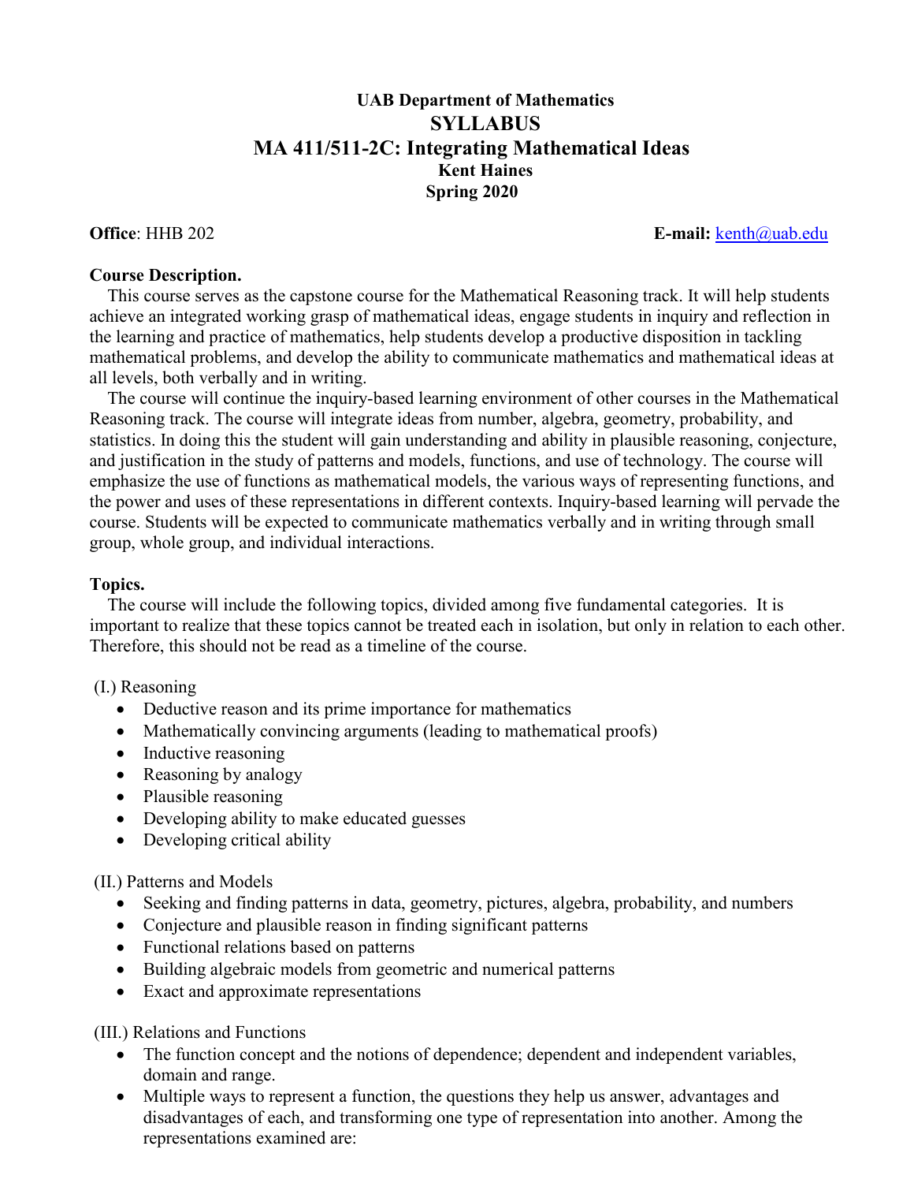# UAB Department of Mathematics
## SYLLABUS
## MA 411/511-2C: Integrating Mathematical Ideas
### Kent Haines
### Spring 2020

**Office**: HHB 202 **E-mail:** kenth@uab.edu

**Course Description.**

This course serves as the capstone course for the Mathematical Reasoning track. It will help students achieve an integrated working grasp of mathematical ideas, engage students in inquiry and reflection in the learning and practice of mathematics, help students develop a productive disposition in tackling mathematical problems, and develop the ability to communicate mathematics and mathematical ideas at all levels, both verbally and in writing.

The course will continue the inquiry-based learning environment of other courses in the Mathematical Reasoning track. The course will integrate ideas from number, algebra, geometry, probability, and statistics. In doing this the student will gain understanding and ability in plausible reasoning, conjecture, and justification in the study of patterns and models, functions, and use of technology. The course will emphasize the use of functions as mathematical models, the various ways of representing functions, and the power and uses of these representations in different contexts. Inquiry-based learning will pervade the course. Students will be expected to communicate mathematics verbally and in writing through small group, whole group, and individual interactions.

**Topics.**

The course will include the following topics, divided among five fundamental categories. It is important to realize that these topics cannot be treated each in isolation, but only in relation to each other. Therefore, this should not be read as a timeline of the course.

(I.) Reasoning

- Deductive reason and its prime importance for mathematics
- Mathematically convincing arguments (leading to mathematical proofs)
- Inductive reasoning
- Reasoning by analogy
- Plausible reasoning
- Developing ability to make educated guesses
- Developing critical ability

(II.) Patterns and Models

- Seeking and finding patterns in data, geometry, pictures, algebra, probability, and numbers
- Conjecture and plausible reason in finding significant patterns
- Functional relations based on patterns
- Building algebraic models from geometric and numerical patterns
- Exact and approximate representations

(III.) Relations and Functions

- The function concept and the notions of dependence; dependent and independent variables, domain and range.
- Multiple ways to represent a function, the questions they help us answer, advantages and disadvantages of each, and transforming one type of representation into another. Among the representations examined are: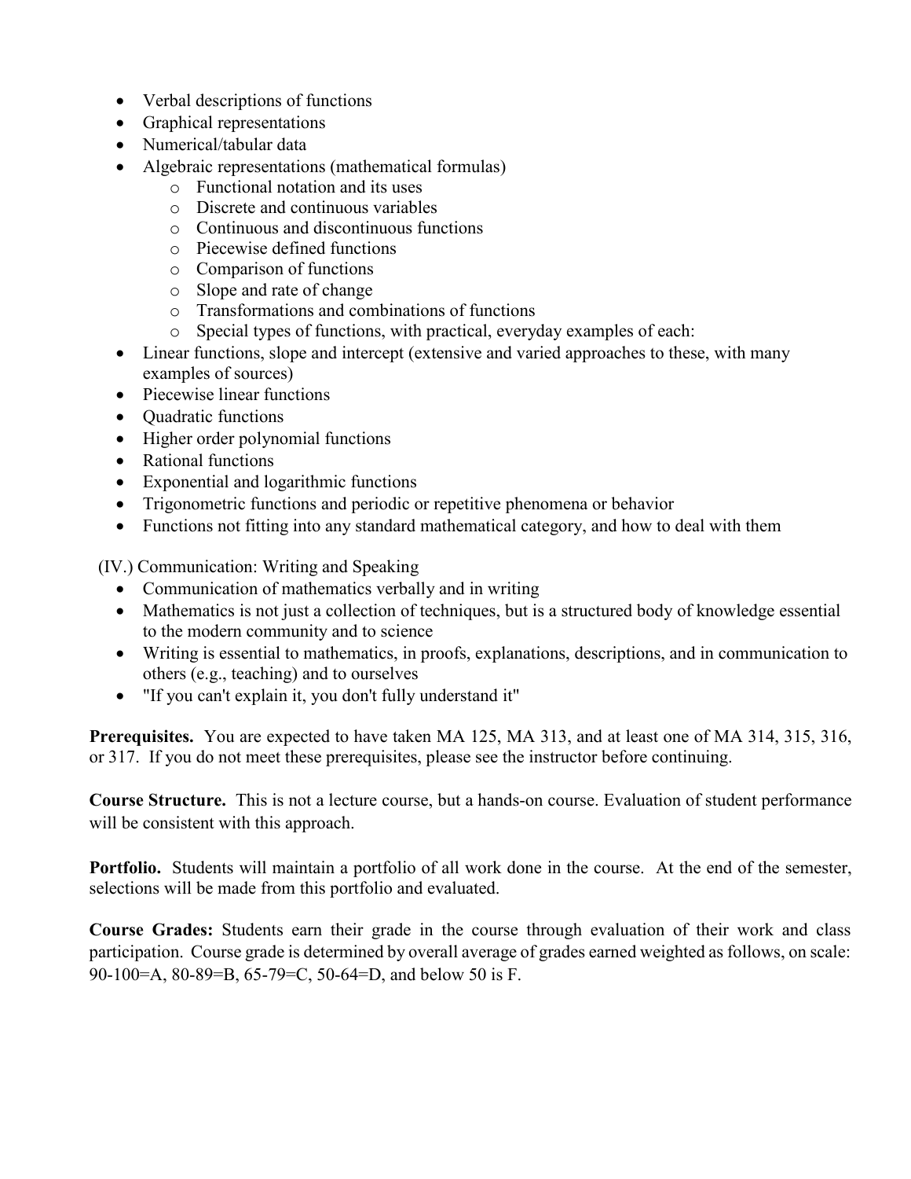- Verbal descriptions of functions
- Graphical representations
- Numerical/tabular data
- Algebraic representations (mathematical formulas)
    - Functional notation and its uses
    - Discrete and continuous variables
    - Continuous and discontinuous functions
    - Piecewise defined functions
    - Comparison of functions
    - Slope and rate of change
    - Transformations and combinations of functions
    - Special types of functions, with practical, everyday examples of each:
- Linear functions, slope and intercept (extensive and varied approaches to these, with many examples of sources)
- Piecewise linear functions
- Quadratic functions
- Higher order polynomial functions
- Rational functions
- Exponential and logarithmic functions
- Trigonometric functions and periodic or repetitive phenomena or behavior
- Functions not fitting into any standard mathematical category, and how to deal with them

(IV.) Communication: Writing and Speaking

- Communication of mathematics verbally and in writing
- Mathematics is not just a collection of techniques, but is a structured body of knowledge essential to the modern community and to science
- Writing is essential to mathematics, in proofs, explanations, descriptions, and in communication to others (e.g., teaching) and to ourselves
- "If you can't explain it, you don't fully understand it"

**Prerequisites.** You are expected to have taken MA 125, MA 313, and at least one of MA 314, 315, 316, or 317. If you do not meet these prerequisites, please see the instructor before continuing.

**Course Structure.** This is not a lecture course, but a hands-on course. Evaluation of student performance will be consistent with this approach.

**Portfolio.** Students will maintain a portfolio of all work done in the course. At the end of the semester, selections will be made from this portfolio and evaluated.

**Course Grades:** Students earn their grade in the course through evaluation of their work and class participation. Course grade is determined by overall average of grades earned weighted as follows, on scale: 90-100=A, 80-89=B, 65-79=C, 50-64=D, and below 50 is F.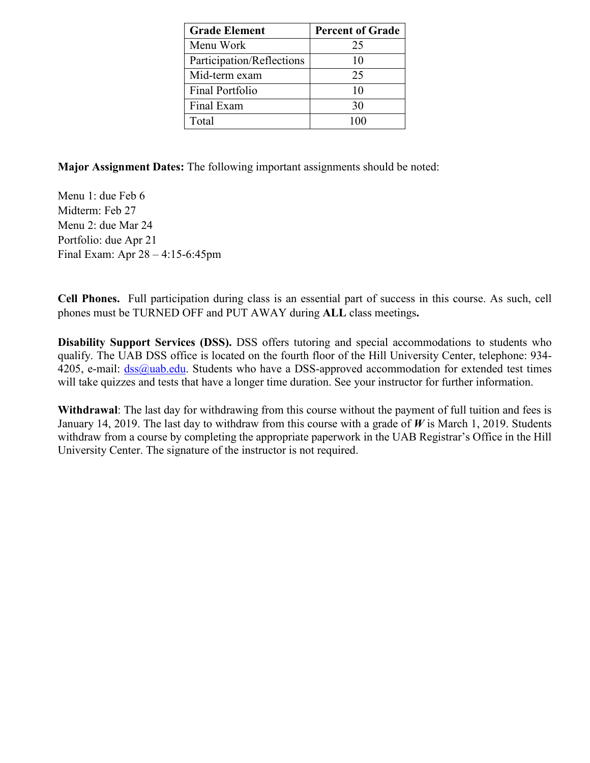| Grade Element | Percent of Grade |
| --- | --- |
| Menu Work | 25 |
| Participation/Reflections | 10 |
| Mid-term exam | 25 |
| Final Portfolio | 10 |
| Final Exam | 30 |
| Total | 100 |

**Major Assignment Dates:** The following important assignments should be noted:

Menu 1: due Feb 6
Midterm: Feb 27
Menu 2: due Mar 24
Portfolio: due Apr 21
Final Exam: Apr 28 – 4:15-6:45pm

**Cell Phones.** Full participation during class is an essential part of success in this course. As such, cell phones must be TURNED OFF and PUT AWAY during **ALL** class meetings**.**

**Disability Support Services (DSS).** DSS offers tutoring and special accommodations to students who qualify. The UAB DSS office is located on the fourth floor of the Hill University Center, telephone: 934-4205, e-mail: dss@uab.edu. Students who have a DSS-approved accommodation for extended test times will take quizzes and tests that have a longer time duration. See your instructor for further information.

**Withdrawal**: The last day for withdrawing from this course without the payment of full tuition and fees is January 14, 2019. The last day to withdraw from this course with a grade of ***W*** is March 1, 2019. Students withdraw from a course by completing the appropriate paperwork in the UAB Registrar's Office in the Hill University Center. The signature of the instructor is not required.